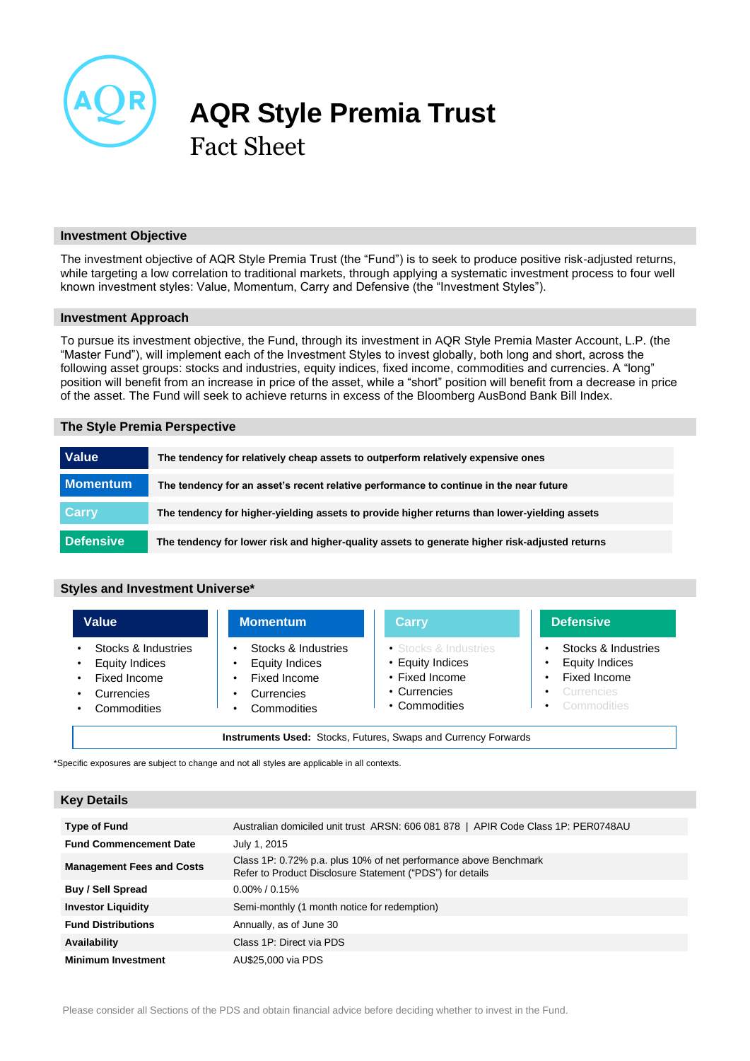# AQR Style Premia Trust

## Fact Sheet

### Investment Objective

The investment objective of AQR Style Premia Trust (the "Fund") is to seek to produce positive risk-adjusted returns, while targeting a low correlation to traditional markets, through applying a systematic investment process to four well known investment styles: Value, Momentum, Carry and Defensive (the "Investment Styles").

### Investment Approach

To pursue its investment objective, the Fund, through its investment in AQR Style Premia Master Account, L.P. (the "Master Fund"), will implement each of the Investment Styles to invest globally, both long and short, across the following asset groups: stocks and industries, equity indices, fixed income, commodities and currencies. A "long" position will benefit from an increase in price of the asset, while a "short" position will benefit from a decrease in price of the asset. The Fund will seek to achieve returns in excess of the Bloomberg AusBond Bank Bill Index.

### The Style Premia Perspective

| | |
|---|---|
| **Value** | **The tendency for relatively cheap assets to outperform relatively expensive ones** |
| **Momentum** | **The tendency for an asset's recent relative performance to continue in the near future** |
| **Carry** | **The tendency for higher-yielding assets to provide higher returns than lower-yielding assets** |
| **Defensive** | **The tendency for lower risk and higher-quality assets to generate higher risk-adjusted returns** |

### Styles and Investment Universe*

| Value | Momentum | Carry | Defensive |
|---|---|---|---|
| Stocks & Industries | Stocks & Industries | Stocks & Industries | Stocks & Industries |
| Equity Indices | Equity Indices | Equity Indices | Equity Indices |
| Fixed Income | Fixed Income | Fixed Income | Fixed Income |
| Currencies | Currencies | Currencies | Currencies |
| Commodities | Commodities | Commodities | Commodities |

**Instruments Used:** Stocks, Futures, Swaps and Currency Forwards

*Specific exposures are subject to change and not all styles are applicable in all contexts.

### Key Details

| | |
|---|---|
| **Type of Fund** | Australian domiciled unit trust ARSN: 606 081 878 \| APIR Code Class 1P: PER0748AU |
| **Fund Commencement Date** | July 1, 2015 |
| **Management Fees and Costs** | Class 1P: 0.72% p.a. plus 10% of net performance above Benchmark<br>Refer to Product Disclosure Statement ("PDS") for details |
| **Buy / Sell Spread** | 0.00% / 0.15% |
| **Investor Liquidity** | Semi-monthly (1 month notice for redemption) |
| **Fund Distributions** | Annually, as of June 30 |
| **Availability** | Class 1P: Direct via PDS |
| **Minimum Investment** | AU$25,000 via PDS |

Please consider all Sections of the PDS and obtain financial advice before deciding whether to invest in the Fund.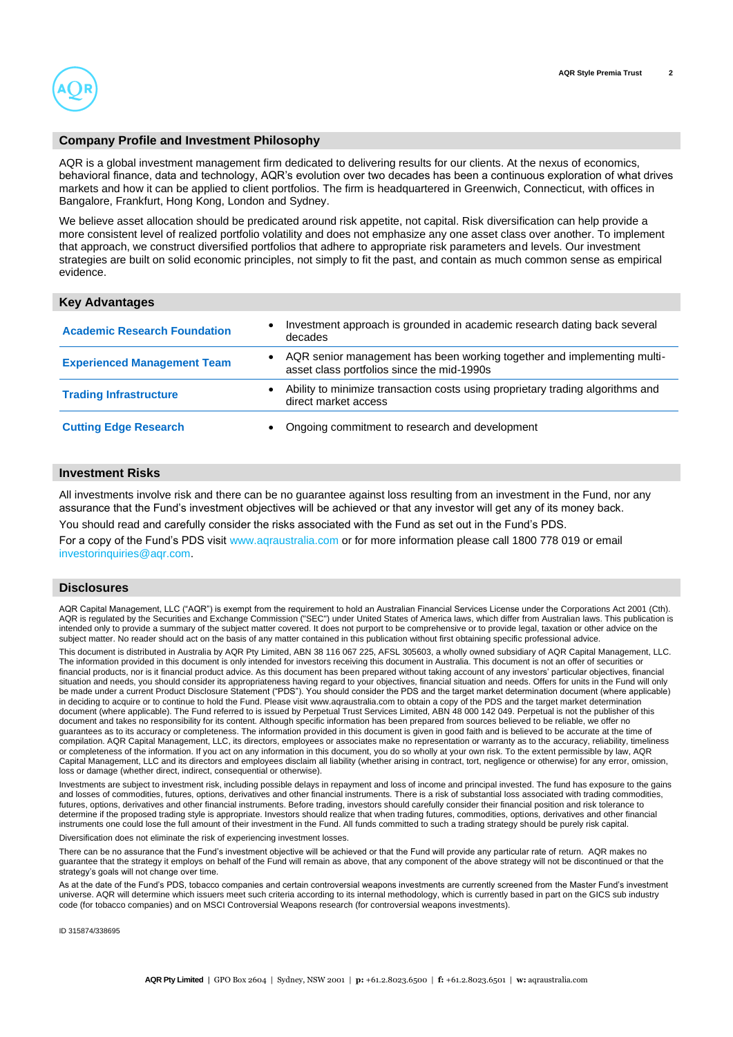## Company Profile and Investment Philosophy

AQR is a global investment management firm dedicated to delivering results for our clients. At the nexus of economics, behavioral finance, data and technology, AQR's evolution over two decades has been a continuous exploration of what drives markets and how it can be applied to client portfolios. The firm is headquartered in Greenwich, Connecticut, with offices in Bangalore, Frankfurt, Hong Kong, London and Sydney.

We believe asset allocation should be predicated around risk appetite, not capital. Risk diversification can help provide a more consistent level of realized portfolio volatility and does not emphasize any one asset class over another. To implement that approach, we construct diversified portfolios that adhere to appropriate risk parameters and levels. Our investment strategies are built on solid economic principles, not simply to fit the past, and contain as much common sense as empirical evidence.

## Key Advantages

| | |
|---|---|
| **Academic Research Foundation** | • Investment approach is grounded in academic research dating back several decades |
| **Experienced Management Team** | • AQR senior management has been working together and implementing multi-asset class portfolios since the mid-1990s |
| **Trading Infrastructure** | • Ability to minimize transaction costs using proprietary trading algorithms and direct market access |
| **Cutting Edge Research** | • Ongoing commitment to research and development |

## Investment Risks

All investments involve risk and there can be no guarantee against loss resulting from an investment in the Fund, nor any assurance that the Fund's investment objectives will be achieved or that any investor will get any of its money back.

You should read and carefully consider the risks associated with the Fund as set out in the Fund's PDS.

For a copy of the Fund's PDS visit www.aqraustralia.com or for more information please call 1800 778 019 or email investorinquiries@aqr.com.

## Disclosures

AQR Capital Management, LLC ("AQR") is exempt from the requirement to hold an Australian Financial Services License under the Corporations Act 2001 (Cth). AQR is regulated by the Securities and Exchange Commission ("SEC") under United States of America laws, which differ from Australian laws. This publication is intended only to provide a summary of the subject matter covered. It does not purport to be comprehensive or to provide legal, taxation or other advice on the subject matter. No reader should act on the basis of any matter contained in this publication without first obtaining specific professional advice.

This document is distributed in Australia by AQR Pty Limited, ABN 38 116 067 225, AFSL 305603, a wholly owned subsidiary of AQR Capital Management, LLC. The information provided in this document is only intended for investors receiving this document in Australia. This document is not an offer of securities or financial products, nor is it financial product advice. As this document has been prepared without taking account of any investors' particular objectives, financial situation and needs, you should consider its appropriateness having regard to your objectives, financial situation and needs. Offers for units in the Fund will only be made under a current Product Disclosure Statement ("PDS"). You should consider the PDS and the target market determination document (where applicable) in deciding to acquire or to continue to hold the Fund. Please visit www.aqraustralia.com to obtain a copy of the PDS and the target market determination document (where applicable). The Fund referred to is issued by Perpetual Trust Services Limited, ABN 48 000 142 049. Perpetual is not the publisher of this document and takes no responsibility for its content. Although specific information has been prepared from sources believed to be reliable, we offer no guarantees as to its accuracy or completeness. The information provided in this document is given in good faith and is believed to be accurate at the time of compilation. AQR Capital Management, LLC, its directors, employees or associates make no representation or warranty as to the accuracy, reliability, timeliness or completeness of the information. If you act on any information in this document, you do so wholly at your own risk. To the extent permissible by law, AQR Capital Management, LLC and its directors and employees disclaim all liability (whether arising in contract, tort, negligence or otherwise) for any error, omission, loss or damage (whether direct, indirect, consequential or otherwise).

Investments are subject to investment risk, including possible delays in repayment and loss of income and principal invested. The fund has exposure to the gains and losses of commodities, futures, options, derivatives and other financial instruments. There is a risk of substantial loss associated with trading commodities, futures, options, derivatives and other financial instruments. Before trading, investors should carefully consider their financial position and risk tolerance to determine if the proposed trading style is appropriate. Investors should realize that when trading futures, commodities, options, derivatives and other financial instruments one could lose the full amount of their investment in the Fund. All funds committed to such a trading strategy should be purely risk capital.

Diversification does not eliminate the risk of experiencing investment losses.

There can be no assurance that the Fund's investment objective will be achieved or that the Fund will provide any particular rate of return. AQR makes no guarantee that the strategy it employs on behalf of the Fund will remain as above, that any component of the above strategy will not be discontinued or that the strategy's goals will not change over time.

As at the date of the Fund's PDS, tobacco companies and certain controversial weapons investments are currently screened from the Master Fund's investment universe. AQR will determine which issuers meet such criteria according to its internal methodology, which is currently based in part on the GICS sub industry code (for tobacco companies) and on MSCI Controversial Weapons research (for controversial weapons investments).

ID 315874/338695

**AQR Pty Limited** | GPO Box 2604 | Sydney, NSW 2001 | **p:** +61.2.8023.6500 | **f:** +61.2.8023.6501 | **w:** aqraustralia.com